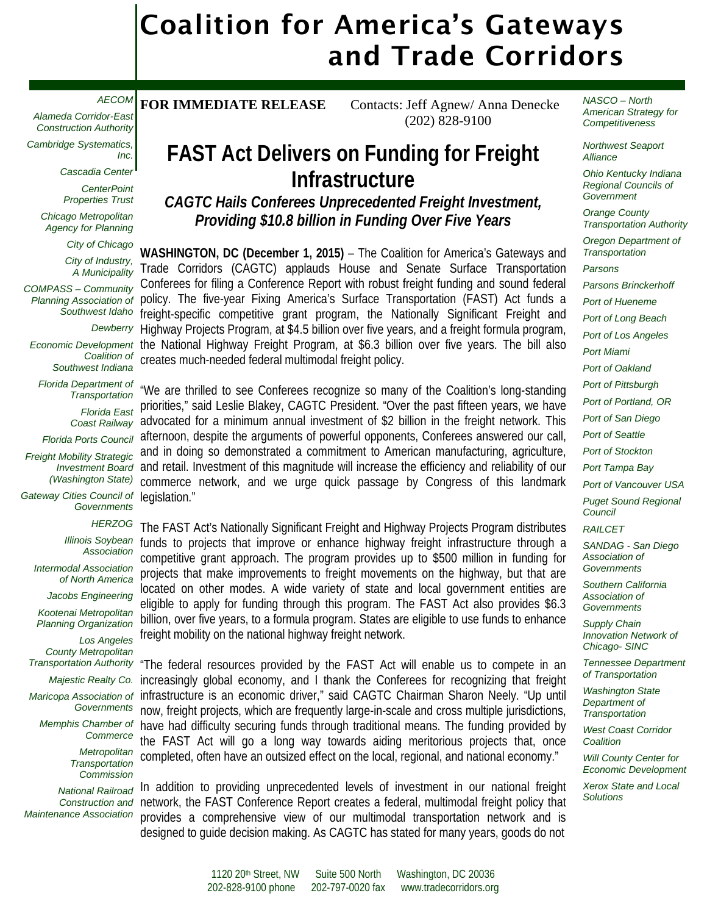# Coalition for America's Gateways and Trade Corridors

*AECOM*
*Alameda Corridor-East Construction Authority*
*Cambridge Systematics, Inc.*
*Cascadia Center*
*CenterPoint Properties Trust*
*Chicago Metropolitan Agency for Planning*
*City of Chicago*
*City of Industry, A Municipality*
*COMPASS – Community Planning Association of Southwest Idaho*
*Dewberry*
*Economic Development Coalition of Southwest Indiana*
*Florida Department of Transportation*
*Florida East Coast Railway*
*Florida Ports Council*
*Freight Mobility Strategic Investment Board (Washington State)*
*Gateway Cities Council of Governments*
*HERZOG*
*Illinois Soybean Association*
*Intermodal Association of North America*
*Jacobs Engineering*
*Kootenai Metropolitan Planning Organization*
*Los Angeles County Metropolitan Transportation Authority*
*Majestic Realty Co.*
*Maricopa Association of Governments*
*Memphis Chamber of Commerce*
*Metropolitan Transportation Commission*
*National Railroad Construction and Maintenance Association*
*NASCO – North American Strategy for Competitiveness*
*Northwest Seaport Alliance*
*Ohio Kentucky Indiana Regional Councils of Government*
*Orange County Transportation Authority*
*Oregon Department of Transportation*
*Parsons*
*Parsons Brinckerhoff*
*Port of Hueneme*
*Port of Long Beach*
*Port of Los Angeles*
*Port Miami*
*Port of Oakland*
*Port of Pittsburgh*
*Port of Portland, OR*
*Port of San Diego*
*Port of Seattle*
*Port of Stockton*
*Port Tampa Bay*
*Port of Vancouver USA*
*Puget Sound Regional Council*
*RAILCET*
*SANDAG - San Diego Association of Governments*
*Southern California Association of Governments*
*Supply Chain Innovation Network of Chicago- SINC*
*Tennessee Department of Transportation*
*Washington State Department of Transportation*
*West Coast Corridor Coalition*
*Will County Center for Economic Development*
*Xerox State and Local Solutions*

**FOR IMMEDIATE RELEASE** Contacts: Jeff Agnew/ Anna Denecke (202) 828-9100

## FAST Act Delivers on Funding for Freight Infrastructure

### *CAGTC Hails Conferees Unprecedented Freight Investment, Providing $10.8 billion in Funding Over Five Years*

**WASHINGTON, DC (December 1, 2015)** – The Coalition for America's Gateways and Trade Corridors (CAGTC) applauds House and Senate Surface Transportation Conferees for filing a Conference Report with robust freight funding and sound federal policy. The five-year Fixing America's Surface Transportation (FAST) Act funds a freight-specific competitive grant program, the Nationally Significant Freight and Highway Projects Program, at $4.5 billion over five years, and a freight formula program, the National Highway Freight Program, at $6.3 billion over five years. The bill also creates much-needed federal multimodal freight policy.

"We are thrilled to see Conferees recognize so many of the Coalition's long-standing priorities," said Leslie Blakey, CAGTC President. "Over the past fifteen years, we have advocated for a minimum annual investment of $2 billion in the freight network. This afternoon, despite the arguments of powerful opponents, Conferees answered our call, and in doing so demonstrated a commitment to American manufacturing, agriculture, and retail. Investment of this magnitude will increase the efficiency and reliability of our commerce network, and we urge quick passage by Congress of this landmark legislation."

The FAST Act's Nationally Significant Freight and Highway Projects Program distributes funds to projects that improve or enhance highway freight infrastructure through a competitive grant approach. The program provides up to $500 million in funding for projects that make improvements to freight movements on the highway, but that are located on other modes. A wide variety of state and local government entities are eligible to apply for funding through this program. The FAST Act also provides $6.3 billion, over five years, to a formula program. States are eligible to use funds to enhance freight mobility on the national highway freight network.

"The federal resources provided by the FAST Act will enable us to compete in an increasingly global economy, and I thank the Conferees for recognizing that freight infrastructure is an economic driver," said CAGTC Chairman Sharon Neely. "Up until now, freight projects, which are frequently large-in-scale and cross multiple jurisdictions, have had difficulty securing funds through traditional means. The funding provided by the FAST Act will go a long way towards aiding meritorious projects that, once completed, often have an outsized effect on the local, regional, and national economy."

In addition to providing unprecedented levels of investment in our national freight network, the FAST Conference Report creates a federal, multimodal freight policy that provides a comprehensive view of our multimodal transportation network and is designed to guide decision making. As CAGTC has stated for many years, goods do not

1120 20th Street, NW Suite 500 North Washington, DC 20036
202-828-9100 phone 202-797-0020 fax www.tradecorridors.org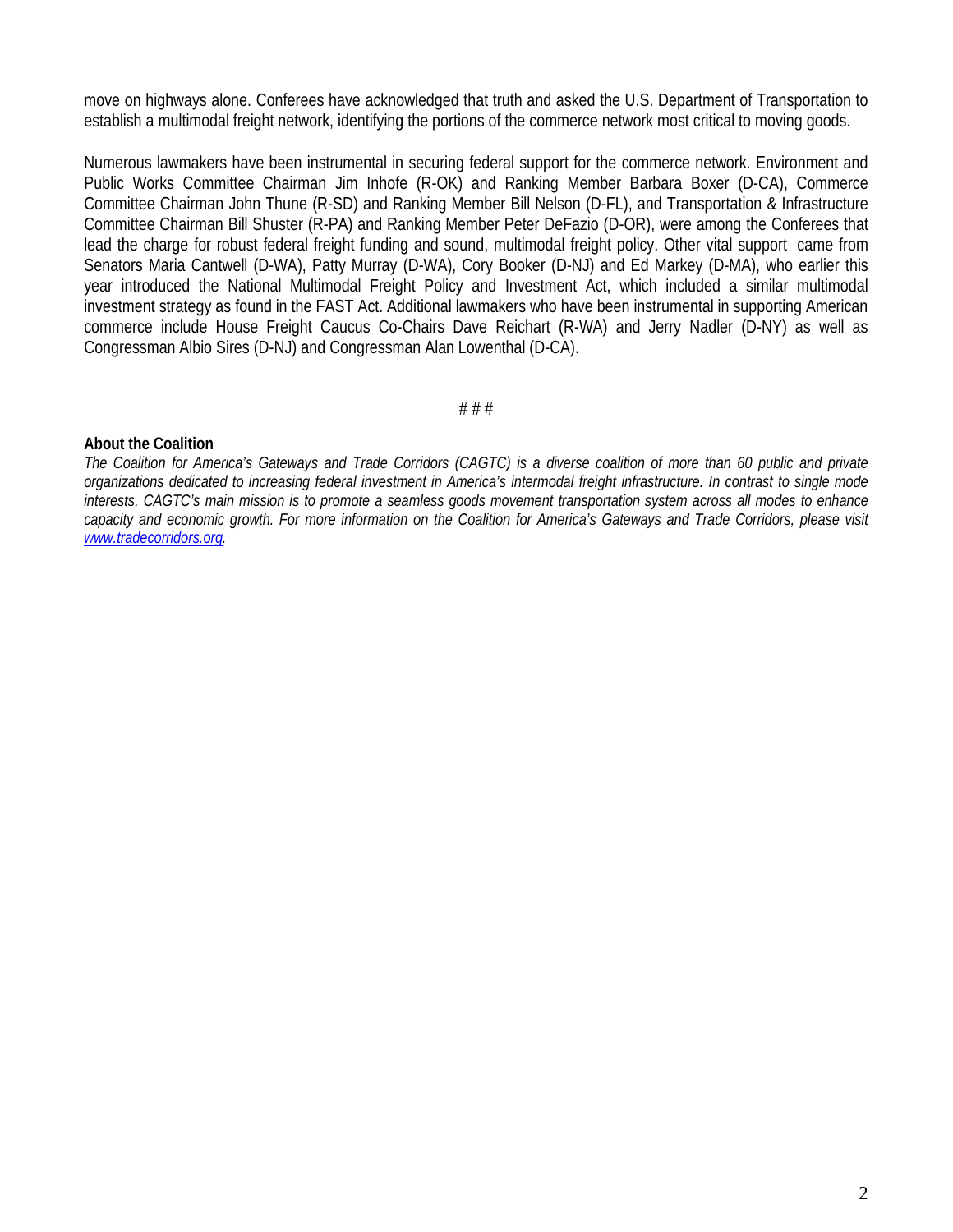move on highways alone. Conferees have acknowledged that truth and asked the U.S. Department of Transportation to establish a multimodal freight network, identifying the portions of the commerce network most critical to moving goods.

Numerous lawmakers have been instrumental in securing federal support for the commerce network. Environment and Public Works Committee Chairman Jim Inhofe (R-OK) and Ranking Member Barbara Boxer (D-CA), Commerce Committee Chairman John Thune (R-SD) and Ranking Member Bill Nelson (D-FL), and Transportation & Infrastructure Committee Chairman Bill Shuster (R-PA) and Ranking Member Peter DeFazio (D-OR), were among the Conferees that lead the charge for robust federal freight funding and sound, multimodal freight policy. Other vital support came from Senators Maria Cantwell (D-WA), Patty Murray (D-WA), Cory Booker (D-NJ) and Ed Markey (D-MA), who earlier this year introduced the National Multimodal Freight Policy and Investment Act, which included a similar multimodal investment strategy as found in the FAST Act. Additional lawmakers who have been instrumental in supporting American commerce include House Freight Caucus Co-Chairs Dave Reichart (R-WA) and Jerry Nadler (D-NY) as well as Congressman Albio Sires (D-NJ) and Congressman Alan Lowenthal (D-CA).

# # #

**About the Coalition**

*The Coalition for America's Gateways and Trade Corridors (CAGTC) is a diverse coalition of more than 60 public and private organizations dedicated to increasing federal investment in America's intermodal freight infrastructure. In contrast to single mode interests, CAGTC's main mission is to promote a seamless goods movement transportation system across all modes to enhance capacity and economic growth. For more information on the Coalition for America's Gateways and Trade Corridors, please visit [www.tradecorridors.org](http://www.tradecorridors.org).*